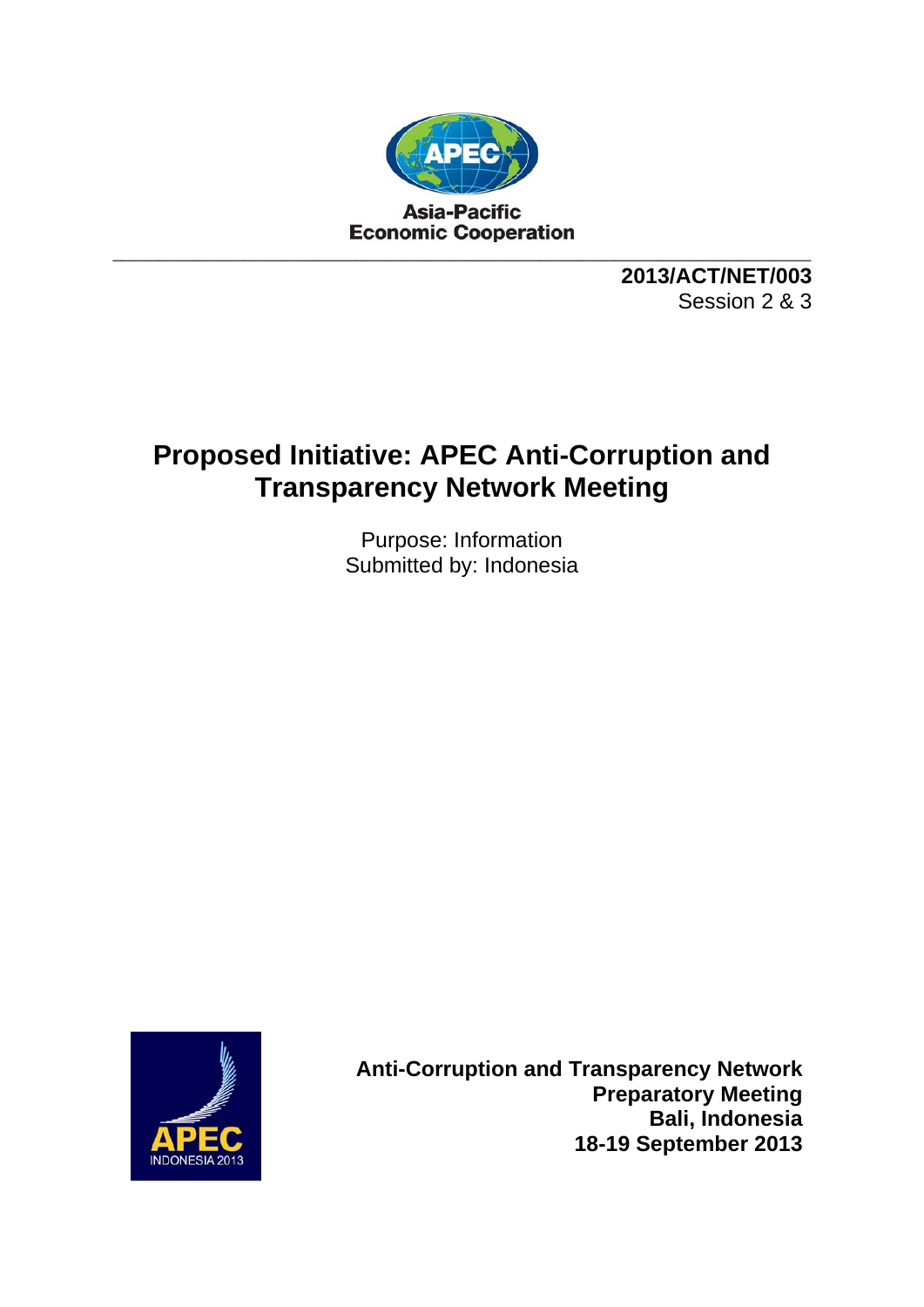Asia-Pacific
Economic Cooperation

**2013/ACT/NET/003**
Session 2 & 3

# Proposed Initiative: APEC Anti-Corruption and Transparency Network Meeting

Purpose: Information
Submitted by: Indonesia

**Anti-Corruption and Transparency Network**
**Preparatory Meeting**
**Bali, Indonesia**
**18-19 September 2013**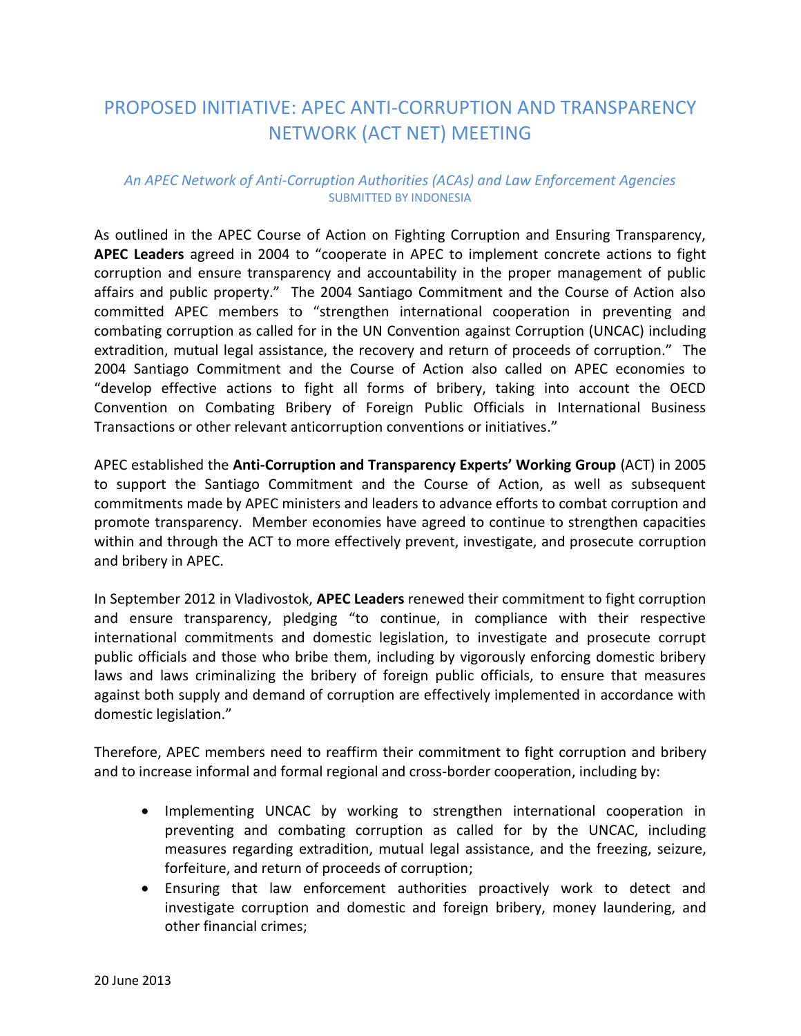# PROPOSED INITIATIVE: APEC ANTI-CORRUPTION AND TRANSPARENCY NETWORK (ACT NET) MEETING

*An APEC Network of Anti-Corruption Authorities (ACAs) and Law Enforcement Agencies*

SUBMITTED BY INDONESIA

As outlined in the APEC Course of Action on Fighting Corruption and Ensuring Transparency, **APEC Leaders** agreed in 2004 to "cooperate in APEC to implement concrete actions to fight corruption and ensure transparency and accountability in the proper management of public affairs and public property." The 2004 Santiago Commitment and the Course of Action also committed APEC members to "strengthen international cooperation in preventing and combating corruption as called for in the UN Convention against Corruption (UNCAC) including extradition, mutual legal assistance, the recovery and return of proceeds of corruption." The 2004 Santiago Commitment and the Course of Action also called on APEC economies to "develop effective actions to fight all forms of bribery, taking into account the OECD Convention on Combating Bribery of Foreign Public Officials in International Business Transactions or other relevant anticorruption conventions or initiatives."

APEC established the **Anti-Corruption and Transparency Experts' Working Group** (ACT) in 2005 to support the Santiago Commitment and the Course of Action, as well as subsequent commitments made by APEC ministers and leaders to advance efforts to combat corruption and promote transparency. Member economies have agreed to continue to strengthen capacities within and through the ACT to more effectively prevent, investigate, and prosecute corruption and bribery in APEC.

In September 2012 in Vladivostok, **APEC Leaders** renewed their commitment to fight corruption and ensure transparency, pledging "to continue, in compliance with their respective international commitments and domestic legislation, to investigate and prosecute corrupt public officials and those who bribe them, including by vigorously enforcing domestic bribery laws and laws criminalizing the bribery of foreign public officials, to ensure that measures against both supply and demand of corruption are effectively implemented in accordance with domestic legislation."

Therefore, APEC members need to reaffirm their commitment to fight corruption and bribery and to increase informal and formal regional and cross-border cooperation, including by:

- Implementing UNCAC by working to strengthen international cooperation in preventing and combating corruption as called for by the UNCAC, including measures regarding extradition, mutual legal assistance, and the freezing, seizure, forfeiture, and return of proceeds of corruption;
- Ensuring that law enforcement authorities proactively work to detect and investigate corruption and domestic and foreign bribery, money laundering, and other financial crimes;

20 June 2013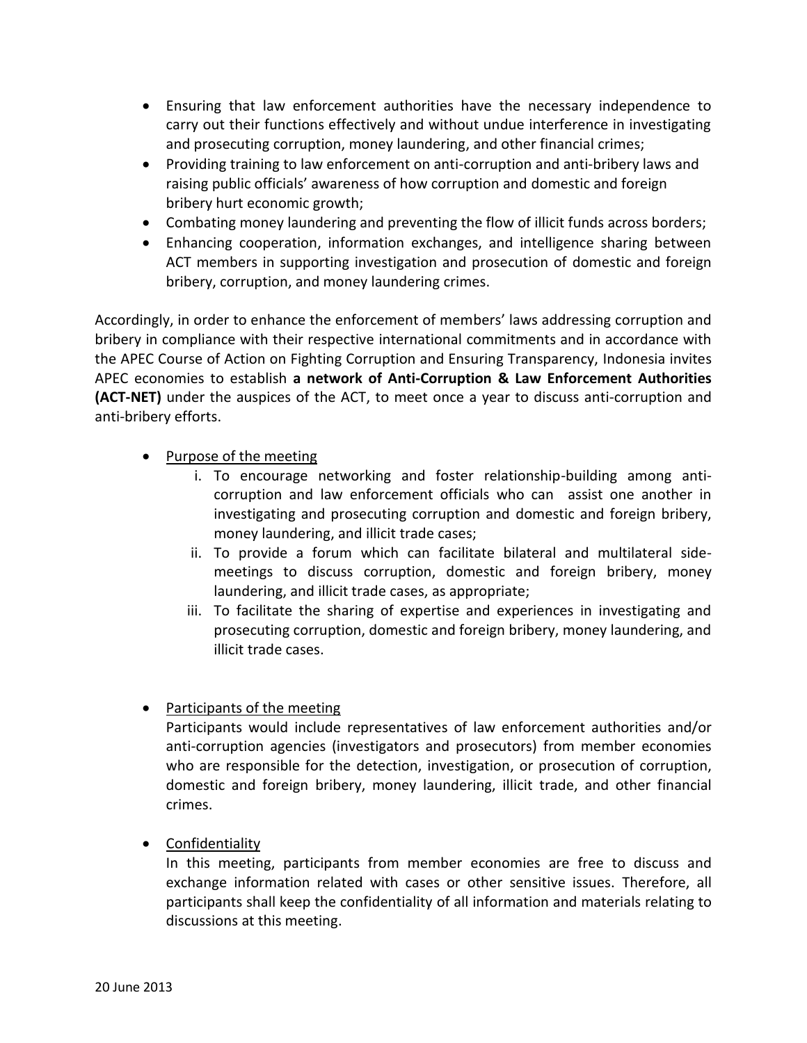- Ensuring that law enforcement authorities have the necessary independence to carry out their functions effectively and without undue interference in investigating and prosecuting corruption, money laundering, and other financial crimes;
- Providing training to law enforcement on anti-corruption and anti-bribery laws and raising public officials' awareness of how corruption and domestic and foreign bribery hurt economic growth;
- Combating money laundering and preventing the flow of illicit funds across borders;
- Enhancing cooperation, information exchanges, and intelligence sharing between ACT members in supporting investigation and prosecution of domestic and foreign bribery, corruption, and money laundering crimes.

Accordingly, in order to enhance the enforcement of members' laws addressing corruption and bribery in compliance with their respective international commitments and in accordance with the APEC Course of Action on Fighting Corruption and Ensuring Transparency, Indonesia invites APEC economies to establish **a network of Anti-Corruption & Law Enforcement Authorities (ACT-NET)** under the auspices of the ACT, to meet once a year to discuss anti-corruption and anti-bribery efforts.

- <u>Purpose of the meeting</u>
    1. To encourage networking and foster relationship-building among anti-corruption and law enforcement officials who can assist one another in investigating and prosecuting corruption and domestic and foreign bribery, money laundering, and illicit trade cases;
    2. To provide a forum which can facilitate bilateral and multilateral side-meetings to discuss corruption, domestic and foreign bribery, money laundering, and illicit trade cases, as appropriate;
    3. To facilitate the sharing of expertise and experiences in investigating and prosecuting corruption, domestic and foreign bribery, money laundering, and illicit trade cases.

- <u>Participants of the meeting</u>

  Participants would include representatives of law enforcement authorities and/or anti-corruption agencies (investigators and prosecutors) from member economies who are responsible for the detection, investigation, or prosecution of corruption, domestic and foreign bribery, money laundering, illicit trade, and other financial crimes.

- <u>Confidentiality</u>

  In this meeting, participants from member economies are free to discuss and exchange information related with cases or other sensitive issues. Therefore, all participants shall keep the confidentiality of all information and materials relating to discussions at this meeting.

20 June 2013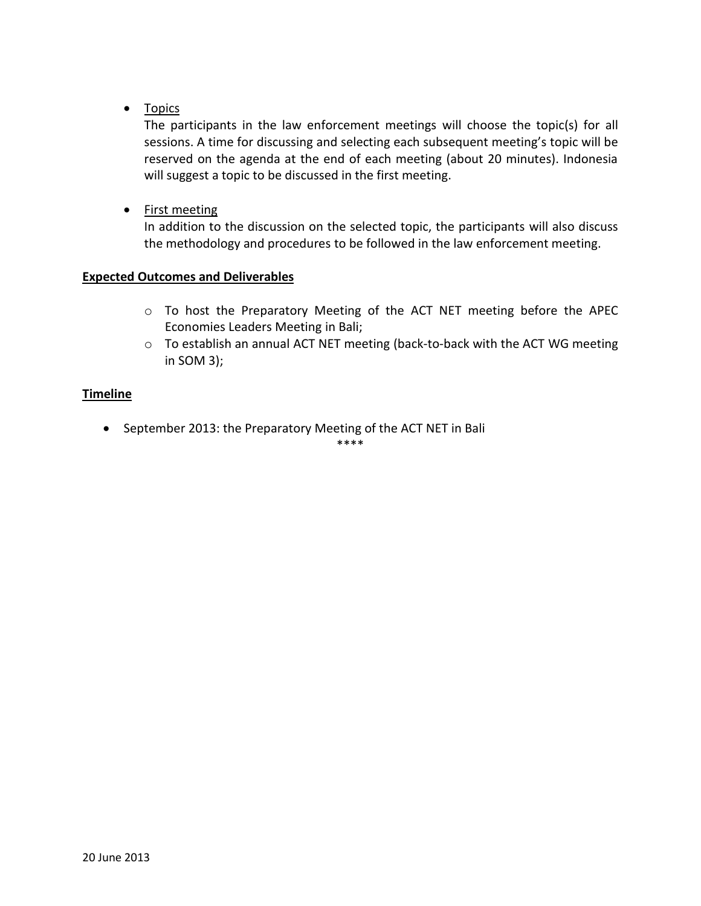- Topics

  The participants in the law enforcement meetings will choose the topic(s) for all sessions. A time for discussing and selecting each subsequent meeting's topic will be reserved on the agenda at the end of each meeting (about 20 minutes). Indonesia will suggest a topic to be discussed in the first meeting.

- First meeting

  In addition to the discussion on the selected topic, the participants will also discuss the methodology and procedures to be followed in the law enforcement meeting.

**Expected Outcomes and Deliverables**

- To host the Preparatory Meeting of the ACT NET meeting before the APEC Economies Leaders Meeting in Bali;
- To establish an annual ACT NET meeting (back-to-back with the ACT WG meeting in SOM 3);

**Timeline**

- September 2013: the Preparatory Meeting of the ACT NET in Bali

****

20 June 2013